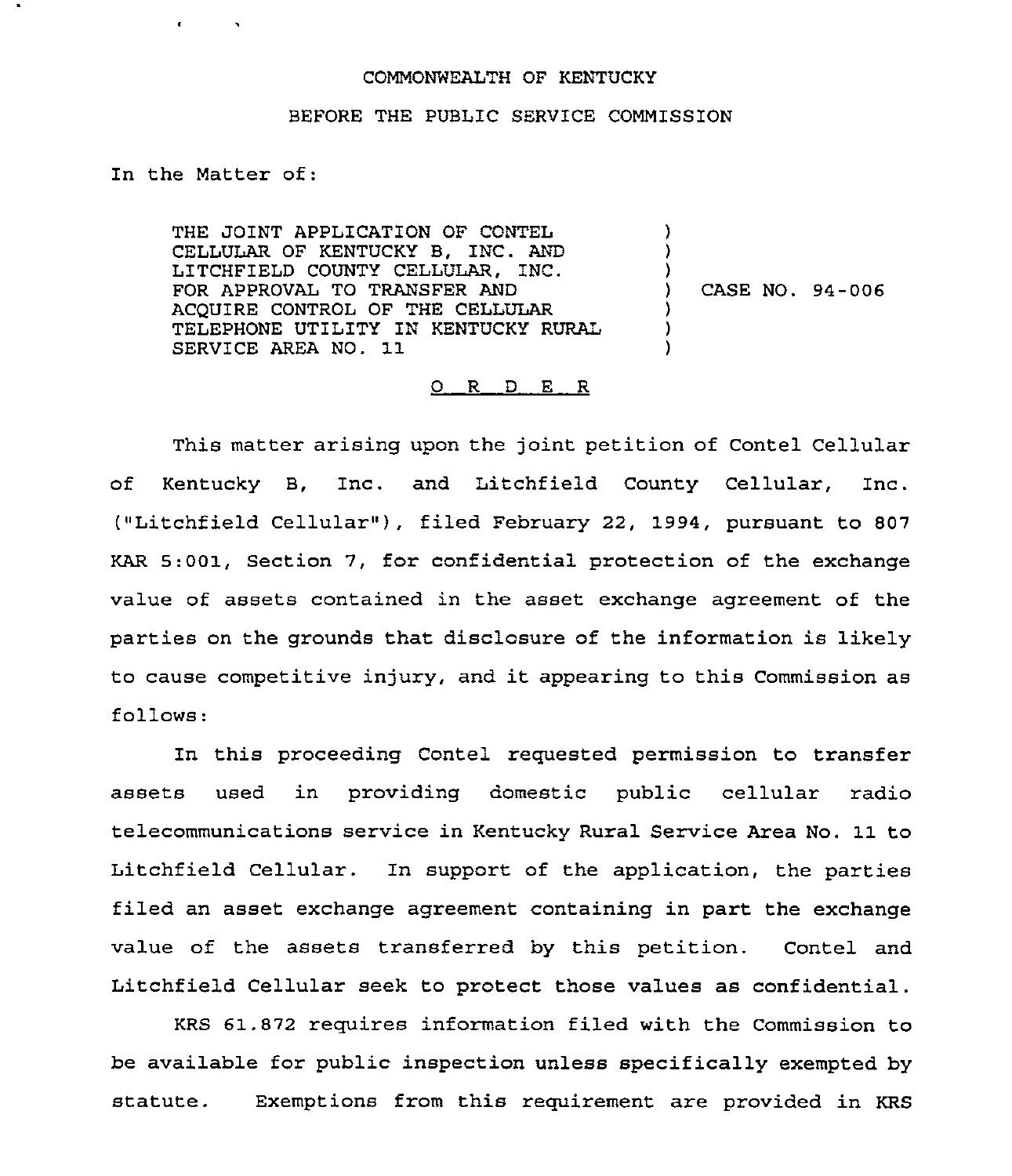COMMONWEALTH OF KENTUCKY

BEFORE THE PUBLIC SERVICE COMMISSION

In the Matter of:

| | | |
|---|---|---|
| THE JOINT APPLICATION OF CONTEL CELLULAR OF KENTUCKY B, INC. AND LITCHFIELD COUNTY CELLULAR, INC. FOR APPROVAL TO TRANSFER AND ACQUIRE CONTROL OF THE CELLULAR TELEPHONE UTILITY IN KENTUCKY RURAL SERVICE AREA NO. 11 | ) | CASE NO. 94-006 |

O R D E R

This matter arising upon the joint petition of Contel Cellular of Kentucky B, Inc. and Litchfield County Cellular, Inc. ("Litchfield Cellular"), filed February 22, 1994, pursuant to 807 KAR 5:001, Section 7, for confidential protection of the exchange value of assets contained in the asset exchange agreement of the parties on the grounds that disclosure of the information is likely to cause competitive injury, and it appearing to this Commission as follows:

In this proceeding Contel requested permission to transfer assets used in providing domestic public cellular radio telecommunications service in Kentucky Rural Service Area No. 11 to Litchfield Cellular. In support of the application, the parties filed an asset exchange agreement containing in part the exchange value of the assets transferred by this petition. Contel and Litchfield Cellular seek to protect those values as confidential.

KRS 61.872 requires information filed with the Commission to be available for public inspection unless specifically exempted by statute. Exemptions from this requirement are provided in KRS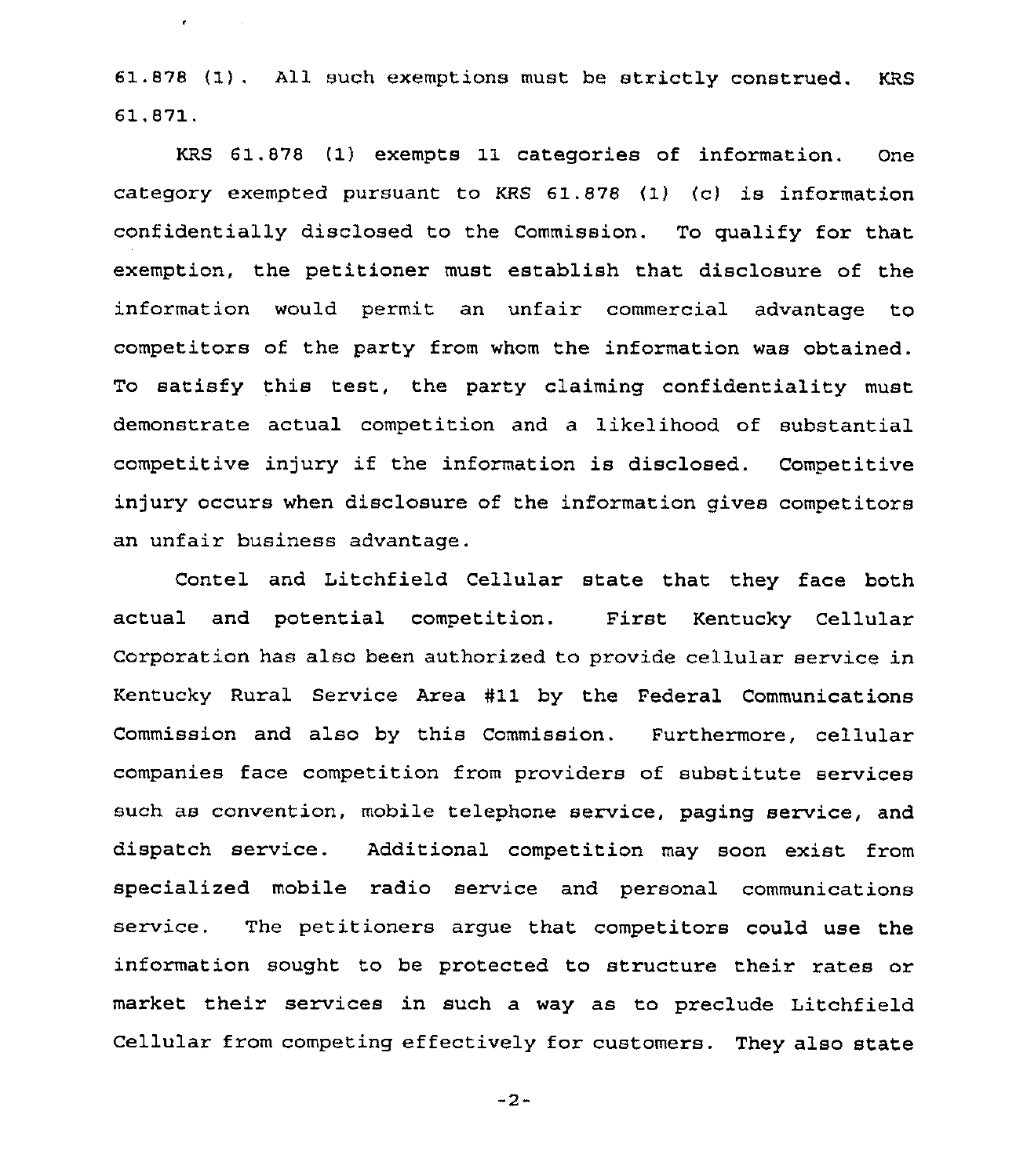61.878 (1). All such exemptions must be strictly construed. KRS 61.871.

KRS 61.878 (1) exempts 11 categories of information. One category exempted pursuant to KRS 61.878 (1) (c) is information confidentially disclosed to the Commission. To qualify for that exemption, the petitioner must establish that disclosure of the information would permit an unfair commercial advantage to competitors of the party from whom the information was obtained. To satisfy this test, the party claiming confidentiality must demonstrate actual competition and a likelihood of substantial competitive injury if the information is disclosed. Competitive injury occurs when disclosure of the information gives competitors an unfair business advantage.

Contel and Litchfield Cellular state that they face both actual and potential competition. First Kentucky Cellular Corporation has also been authorized to provide cellular service in Kentucky Rural Service Area #11 by the Federal Communications Commission and also by this Commission. Furthermore, cellular companies face competition from providers of substitute services such as convention, mobile telephone service, paging service, and dispatch service. Additional competition may soon exist from specialized mobile radio service and personal communications service. The petitioners argue that competitors could use the information sought to be protected to structure their rates or market their services in such a way as to preclude Litchfield Cellular from competing effectively for customers. They also state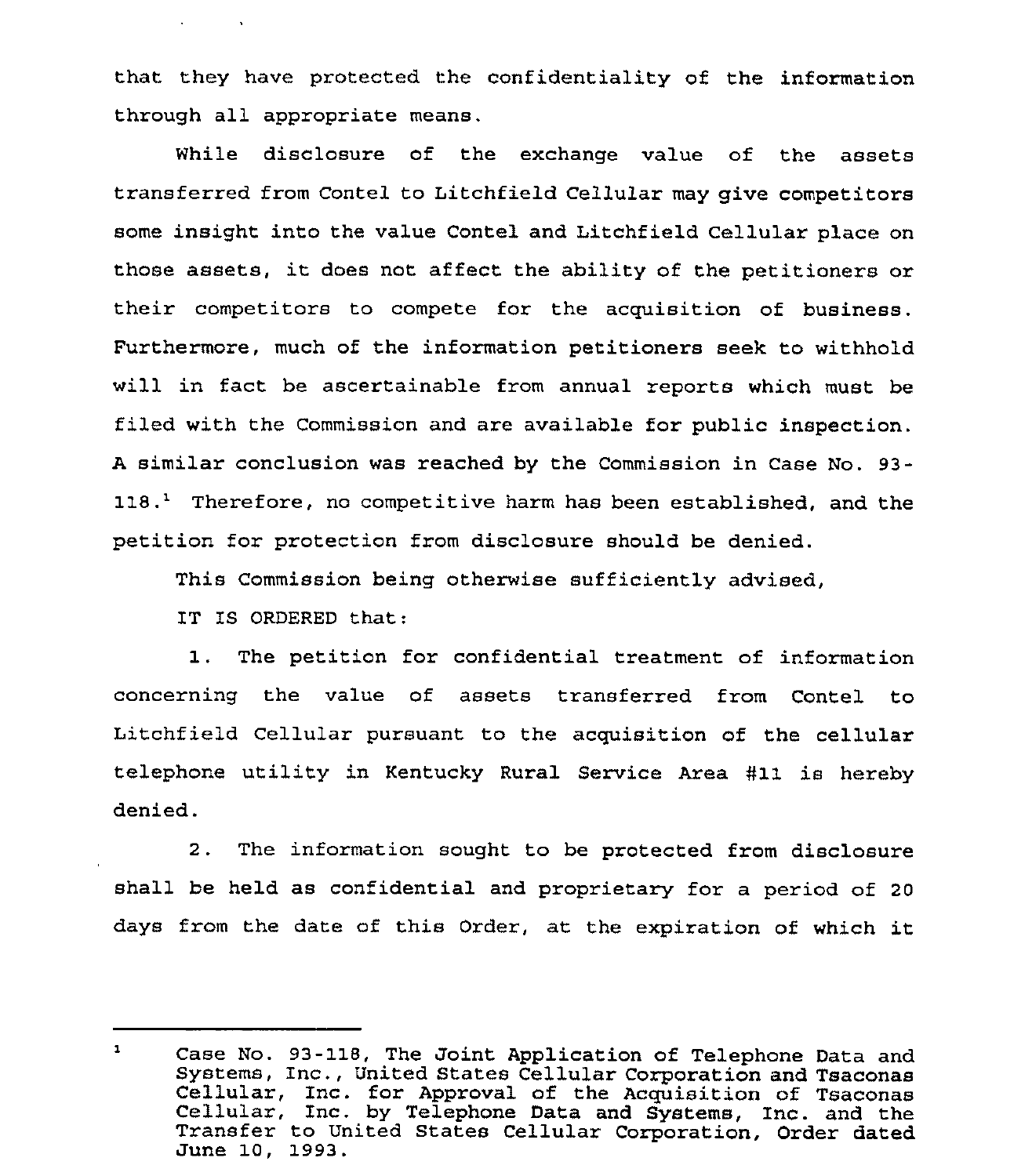that they have protected the confidentiality of the information through all appropriate means.

While disclosure of the exchange value of the assets transferred from Contel to Litchfield Cellular may give competitors some insight into the value Contel and Litchfield Cellular place on those assets, it does not affect the ability of the petitioners or their competitors to compete for the acquisition of business. Furthermore, much of the information petitioners seek to withhold will in fact be ascertainable from annual reports which must be filed with the Commission and are available for public inspection. A similar conclusion was reached by the Commission in Case No. 93-118.[1] Therefore, no competitive harm has been established, and the petition for protection from disclosure should be denied.

This Commission being otherwise sufficiently advised,

IT IS ORDERED that:

1. The petition for confidential treatment of information concerning the value of assets transferred from Contel to Litchfield Cellular pursuant to the acquisition of the cellular telephone utility in Kentucky Rural Service Area #11 is hereby denied.

2. The information sought to be protected from disclosure shall be held as confidential and proprietary for a period of 20 days from the date of this Order, at the expiration of which it

---

[1] Case No. 93-118, The Joint Application of Telephone Data and Systems, Inc., United States Cellular Corporation and Tsaconas Cellular, Inc. for Approval of the Acquisition of Tsaconas Cellular, Inc. by Telephone Data and Systems, Inc. and the Transfer to United States Cellular Corporation, Order dated June 10, 1993.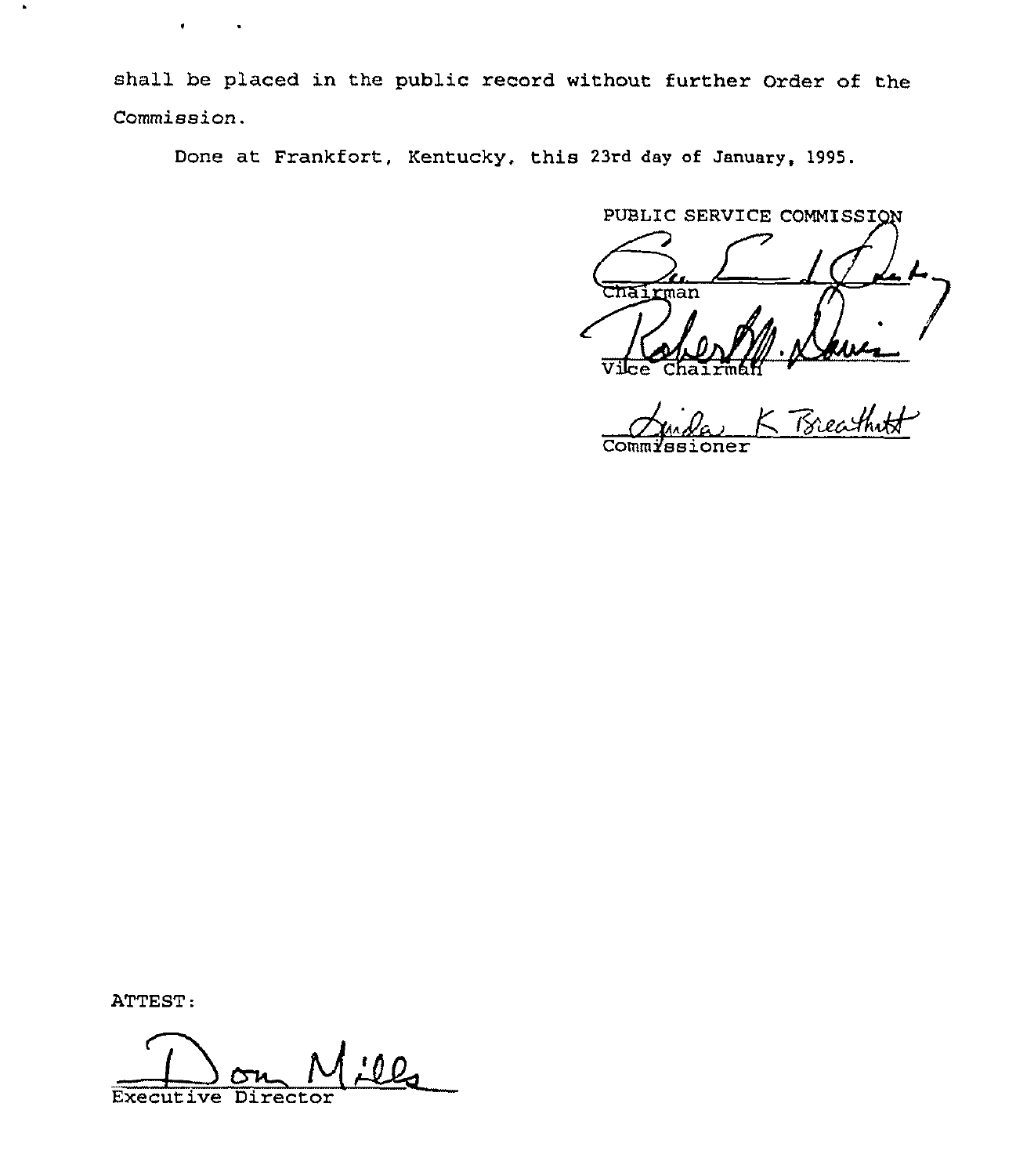shall be placed in the public record without further Order of the Commission.

Done at Frankfort, Kentucky, this 23rd day of January, 1995.

PUBLIC SERVICE COMMISSION

Chairman

Vice Chairman

Commissioner

ATTEST:

Executive Director